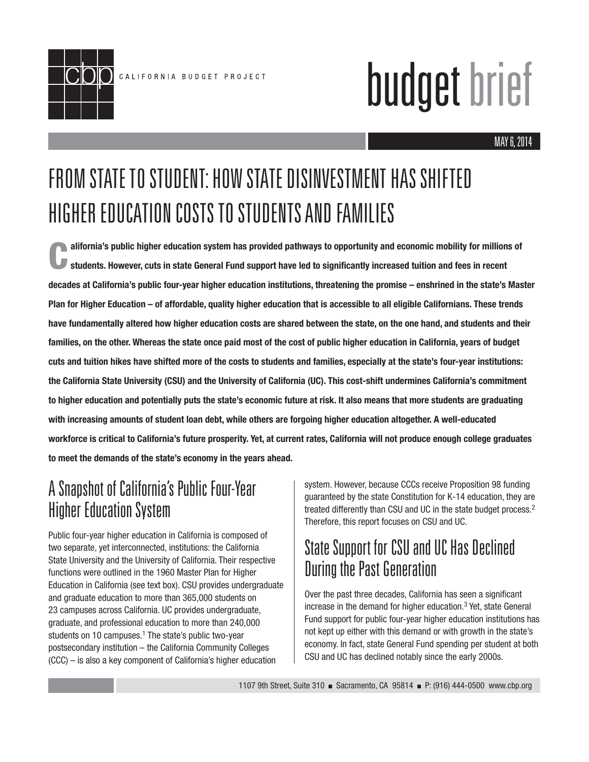CALIFORNIA BUDGET PROJECT

# budget brief

MAY 6, 2014

# FROM STATE TO STUDENT: HOW STATE DISINVESTMENT HAS SHIFTED HIGHER EDUCATION COSTS TO STUDENTS AND FAMILIES

**California's public higher education system has provided pathways to opportunity and economic mobility for millions of students. However, cuts in state General Fund support have led to significantly increased tuition and fees in recent decades at California's public four-year higher education institutions, threatening the promise – enshrined in the state's Master Plan for Higher Education – of affordable, quality higher education that is accessible to all eligible Californians. These trends have fundamentally altered how higher education costs are shared between the state, on the one hand, and students and their families, on the other. Whereas the state once paid most of the cost of public higher education in California, years of budget cuts and tuition hikes have shifted more of the costs to students and families, especially at the state's four-year institutions: the California State University (CSU) and the University of California (UC). This cost-shift undermines California's commitment to higher education and potentially puts the state's economic future at risk. It also means that more students are graduating with increasing amounts of student loan debt, while others are forgoing higher education altogether. A well-educated workforce is critical to California's future prosperity. Yet, at current rates, California will not produce enough college graduates to meet the demands of the state's economy in the years ahead.**

## A Snapshot of California's Public Four-Year Higher Education System

Public four-year higher education in California is composed of two separate, yet interconnected, institutions: the California State University and the University of California. Their respective functions were outlined in the 1960 Master Plan for Higher Education in California (see text box). CSU provides undergraduate and graduate education to more than 365,000 students on 23 campuses across California. UC provides undergraduate, graduate, and professional education to more than 240,000 students on 10 campuses.[1] The state's public two-year postsecondary institution – the California Community Colleges (CCC) – is also a key component of California's higher education system. However, because CCCs receive Proposition 98 funding guaranteed by the state Constitution for K-14 education, they are treated differently than CSU and UC in the state budget process.[2] Therefore, this report focuses on CSU and UC.

## State Support for CSU and UC Has Declined During the Past Generation

Over the past three decades, California has seen a significant increase in the demand for higher education.[3] Yet, state General Fund support for public four-year higher education institutions has not kept up either with this demand or with growth in the state's economy. In fact, state General Fund spending per student at both CSU and UC has declined notably since the early 2000s.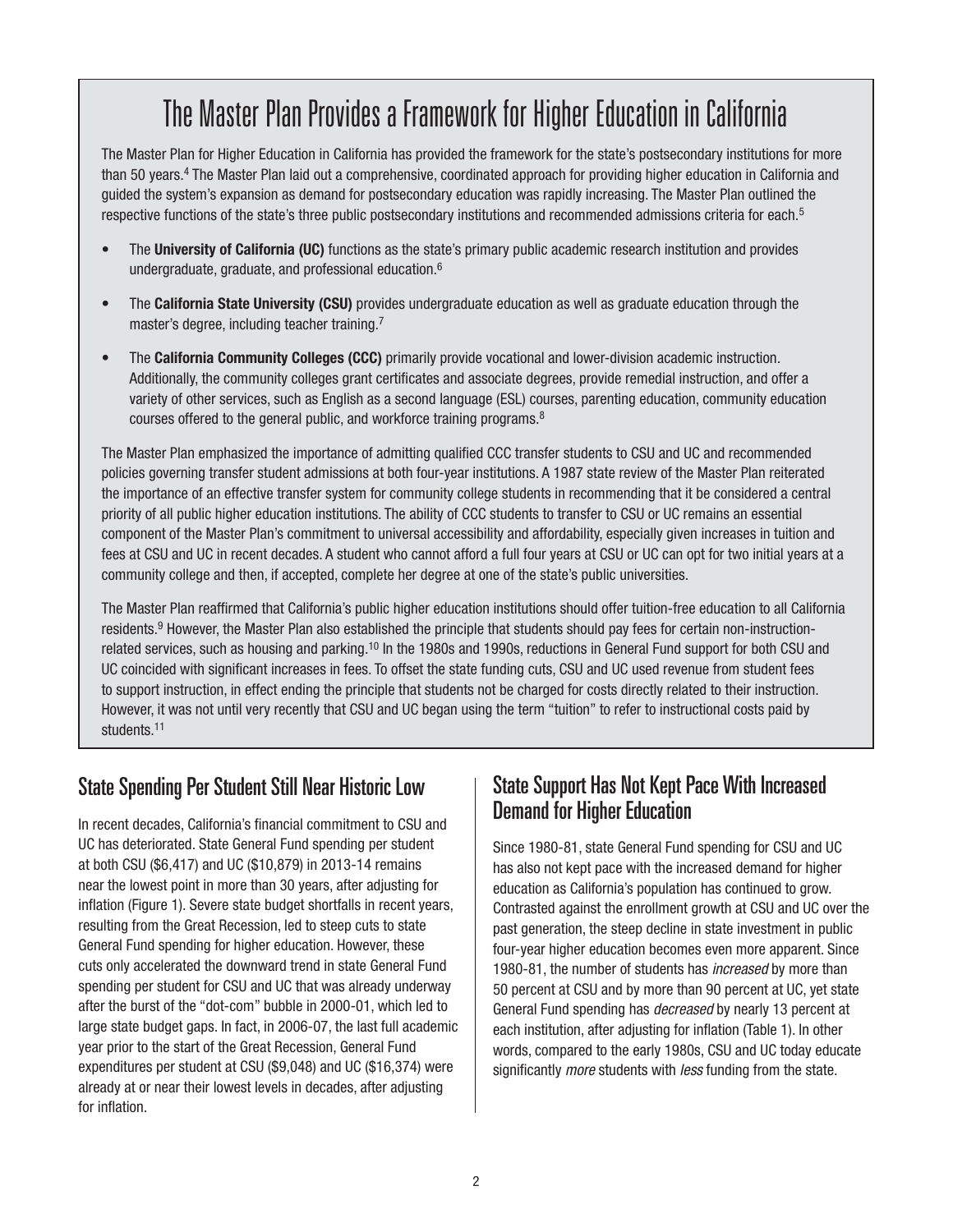# The Master Plan Provides a Framework for Higher Education in California

The Master Plan for Higher Education in California has provided the framework for the state's postsecondary institutions for more than 50 years.[4] The Master Plan laid out a comprehensive, coordinated approach for providing higher education in California and guided the system's expansion as demand for postsecondary education was rapidly increasing. The Master Plan outlined the respective functions of the state's three public postsecondary institutions and recommended admissions criteria for each.[5]

- The **University of California (UC)** functions as the state's primary public academic research institution and provides undergraduate, graduate, and professional education.[6]
- The **California State University (CSU)** provides undergraduate education as well as graduate education through the master's degree, including teacher training.[7]
- The **California Community Colleges (CCC)** primarily provide vocational and lower-division academic instruction. Additionally, the community colleges grant certificates and associate degrees, provide remedial instruction, and offer a variety of other services, such as English as a second language (ESL) courses, parenting education, community education courses offered to the general public, and workforce training programs.[8]

The Master Plan emphasized the importance of admitting qualified CCC transfer students to CSU and UC and recommended policies governing transfer student admissions at both four-year institutions. A 1987 state review of the Master Plan reiterated the importance of an effective transfer system for community college students in recommending that it be considered a central priority of all public higher education institutions. The ability of CCC students to transfer to CSU or UC remains an essential component of the Master Plan's commitment to universal accessibility and affordability, especially given increases in tuition and fees at CSU and UC in recent decades. A student who cannot afford a full four years at CSU or UC can opt for two initial years at a community college and then, if accepted, complete her degree at one of the state's public universities.

The Master Plan reaffirmed that California's public higher education institutions should offer tuition-free education to all California residents.[9] However, the Master Plan also established the principle that students should pay fees for certain non-instruction-related services, such as housing and parking.[10] In the 1980s and 1990s, reductions in General Fund support for both CSU and UC coincided with significant increases in fees. To offset the state funding cuts, CSU and UC used revenue from student fees to support instruction, in effect ending the principle that students not be charged for costs directly related to their instruction. However, it was not until very recently that CSU and UC began using the term "tuition" to refer to instructional costs paid by students.[11]

## State Spending Per Student Still Near Historic Low

In recent decades, California's financial commitment to CSU and UC has deteriorated. State General Fund spending per student at both CSU ($6,417) and UC ($10,879) in 2013-14 remains near the lowest point in more than 30 years, after adjusting for inflation (Figure 1). Severe state budget shortfalls in recent years, resulting from the Great Recession, led to steep cuts to state General Fund spending for higher education. However, these cuts only accelerated the downward trend in state General Fund spending per student for CSU and UC that was already underway after the burst of the "dot-com" bubble in 2000-01, which led to large state budget gaps. In fact, in 2006-07, the last full academic year prior to the start of the Great Recession, General Fund expenditures per student at CSU ($9,048) and UC ($16,374) were already at or near their lowest levels in decades, after adjusting for inflation.

## State Support Has Not Kept Pace With Increased Demand for Higher Education

Since 1980-81, state General Fund spending for CSU and UC has also not kept pace with the increased demand for higher education as California's population has continued to grow. Contrasted against the enrollment growth at CSU and UC over the past generation, the steep decline in state investment in public four-year higher education becomes even more apparent. Since 1980-81, the number of students has *increased* by more than 50 percent at CSU and by more than 90 percent at UC, yet state General Fund spending has *decreased* by nearly 13 percent at each institution, after adjusting for inflation (Table 1). In other words, compared to the early 1980s, CSU and UC today educate significantly *more* students with *less* funding from the state.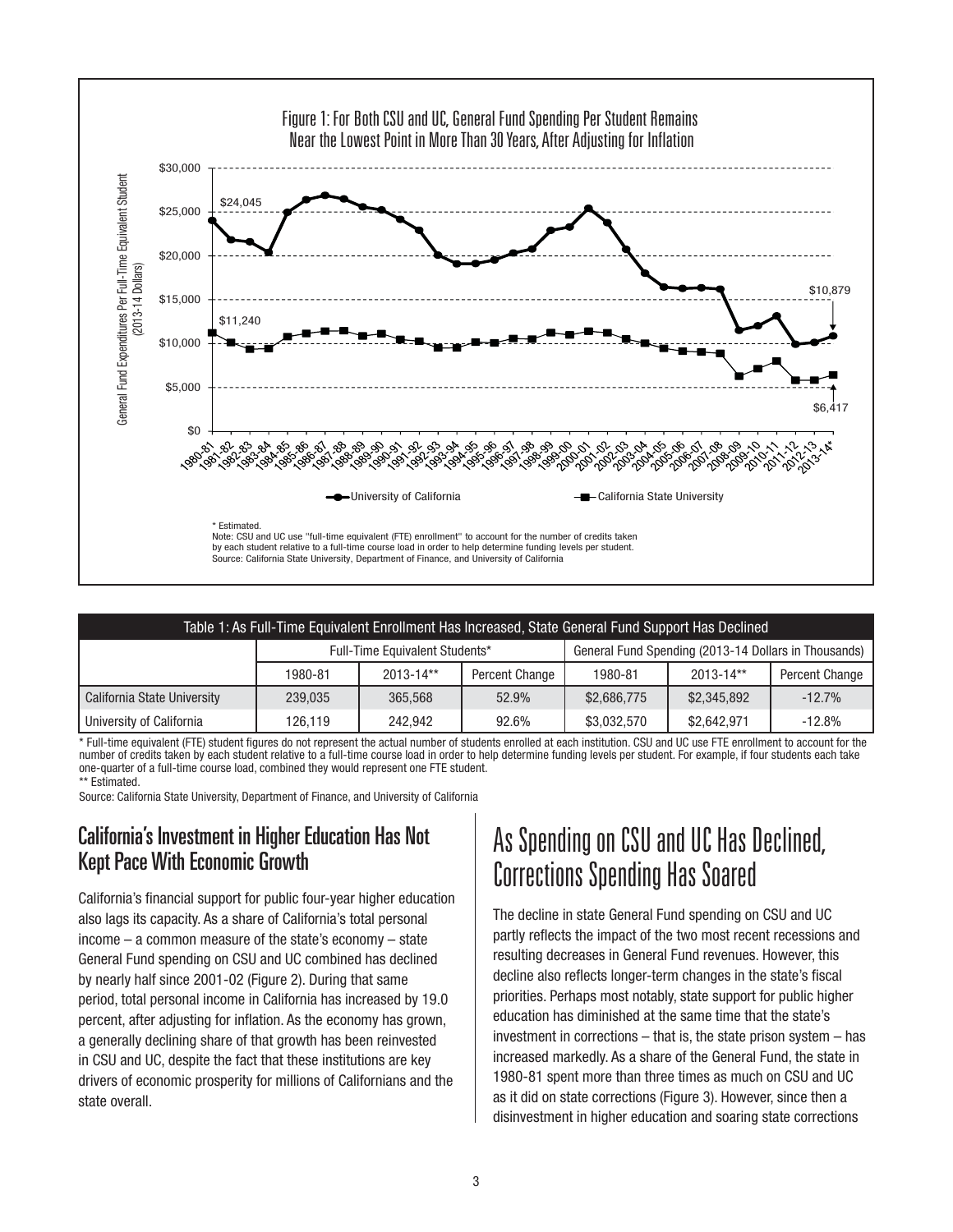Figure 1: For Both CSU and UC, General Fund Spending Per Student Remains Near the Lowest Point in More Than 30 Years, After Adjusting for Inflation

\* Estimated.
Note: CSU and UC use "full-time equivalent (FTE) enrollment" to account for the number of credits taken by each student relative to a full-time course load in order to help determine funding levels per student.
Source: California State University, Department of Finance, and University of California

| Table 1: As Full-Time Equivalent Enrollment Has Increased, State General Fund Support Has Declined | | | | | | |
|---|---|---|---|---|---|---|
| | Full-Time Equivalent Students* | | | General Fund Spending (2013-14 Dollars in Thousands) | | |
| | 1980-81 | 2013-14** | Percent Change | 1980-81 | 2013-14** | Percent Change |
| California State University | 239,035 | 365,568 | 52.9% | $2,686,775 | $2,345,892 | -12.7% |
| University of California | 126,119 | 242,942 | 92.6% | $3,032,570 | $2,642,971 | -12.8% |

\* Full-time equivalent (FTE) student figures do not represent the actual number of students enrolled at each institution. CSU and UC use FTE enrollment to account for the number of credits taken by each student relative to a full-time course load in order to help determine funding levels per student. For example, if four students each take one-quarter of a full-time course load, combined they would represent one FTE student.
\*\* Estimated.
Source: California State University, Department of Finance, and University of California

### California's Investment in Higher Education Has Not Kept Pace With Economic Growth

California's financial support for public four-year higher education also lags its capacity. As a share of California's total personal income – a common measure of the state's economy – state General Fund spending on CSU and UC combined has declined by nearly half since 2001-02 (Figure 2). During that same period, total personal income in California has increased by 19.0 percent, after adjusting for inflation. As the economy has grown, a generally declining share of that growth has been reinvested in CSU and UC, despite the fact that these institutions are key drivers of economic prosperity for millions of Californians and the state overall.

## As Spending on CSU and UC Has Declined, Corrections Spending Has Soared

The decline in state General Fund spending on CSU and UC partly reflects the impact of the two most recent recessions and resulting decreases in General Fund revenues. However, this decline also reflects longer-term changes in the state's fiscal priorities. Perhaps most notably, state support for public higher education has diminished at the same time that the state's investment in corrections – that is, the state prison system – has increased markedly. As a share of the General Fund, the state in 1980-81 spent more than three times as much on CSU and UC as it did on state corrections (Figure 3). However, since then a disinvestment in higher education and soaring state corrections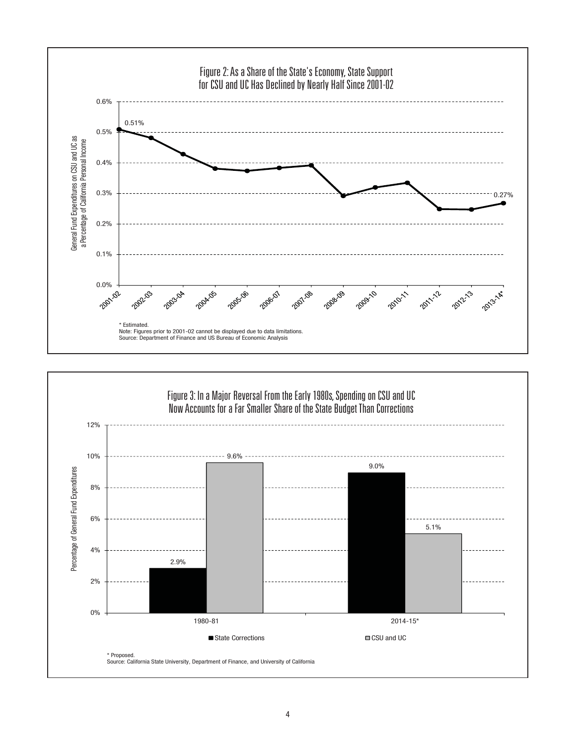### Figure 2: As a Share of the State's Economy, State Support for CSU and UC Has Declined by Nearly Half Since 2001-02

General Fund Expenditures on CSU and UC as a Percentage of California Personal Income

0.51% (2001-02) … 0.27% (2013-14*)

\* Estimated.
Note: Figures prior to 2001-02 cannot be displayed due to data limitations.
Source: Department of Finance and US Bureau of Economic Analysis

### Figure 3: In a Major Reversal From the Early 1980s, Spending on CSU and UC Now Accounts for a Far Smaller Share of the State Budget Than Corrections

Percentage of General Fund Expenditures

| | State Corrections | CSU and UC |
|---|---|---|
| 1980-81 | 2.9% | 9.6% |
| 2014-15* | 9.0% | 5.1% |

\* Proposed.
Source: California State University, Department of Finance, and University of California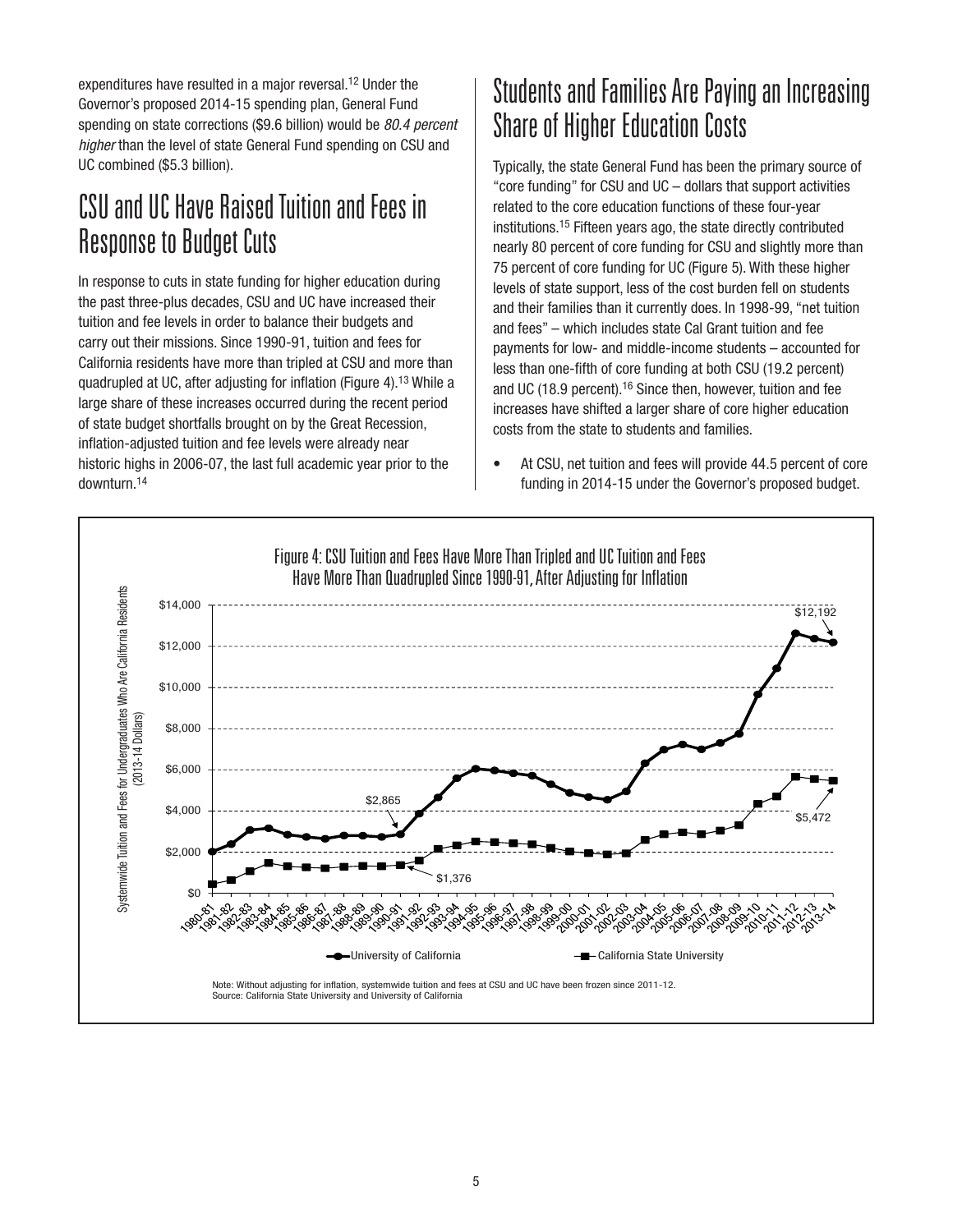expenditures have resulted in a major reversal.[12] Under the Governor's proposed 2014-15 spending plan, General Fund spending on state corrections ($9.6 billion) would be *80.4 percent higher* than the level of state General Fund spending on CSU and UC combined ($5.3 billion).

## CSU and UC Have Raised Tuition and Fees in Response to Budget Cuts

In response to cuts in state funding for higher education during the past three-plus decades, CSU and UC have increased their tuition and fee levels in order to balance their budgets and carry out their missions. Since 1990-91, tuition and fees for California residents have more than tripled at CSU and more than quadrupled at UC, after adjusting for inflation (Figure 4).[13] While a large share of these increases occurred during the recent period of state budget shortfalls brought on by the Great Recession, inflation-adjusted tuition and fee levels were already near historic highs in 2006-07, the last full academic year prior to the downturn.[14]

## Students and Families Are Paying an Increasing Share of Higher Education Costs

Typically, the state General Fund has been the primary source of "core funding" for CSU and UC – dollars that support activities related to the core education functions of these four-year institutions.[15] Fifteen years ago, the state directly contributed nearly 80 percent of core funding for CSU and slightly more than 75 percent of core funding for UC (Figure 5). With these higher levels of state support, less of the cost burden fell on students and their families than it currently does. In 1998-99, "net tuition and fees" – which includes state Cal Grant tuition and fee payments for low- and middle-income students – accounted for less than one-fifth of core funding at both CSU (19.2 percent) and UC (18.9 percent).[16] Since then, however, tuition and fee increases have shifted a larger share of core higher education costs from the state to students and families.

- At CSU, net tuition and fees will provide 44.5 percent of core funding in 2014-15 under the Governor's proposed budget.

Figure 4: CSU Tuition and Fees Have More Than Tripled and UC Tuition and Fees Have More Than Quadrupled Since 1990-91, After Adjusting for Inflation

Systemwide Tuition and Fees for Undergraduates Who Are California Residents (2013-14 Dollars)

University of California: 1990-91: $2,865; 2013-14: $12,192

California State University: 1990-91: $1,376; 2013-14: $5,472

Note: Without adjusting for inflation, systemwide tuition and fees at CSU and UC have been frozen since 2011-12.
Source: California State University and University of California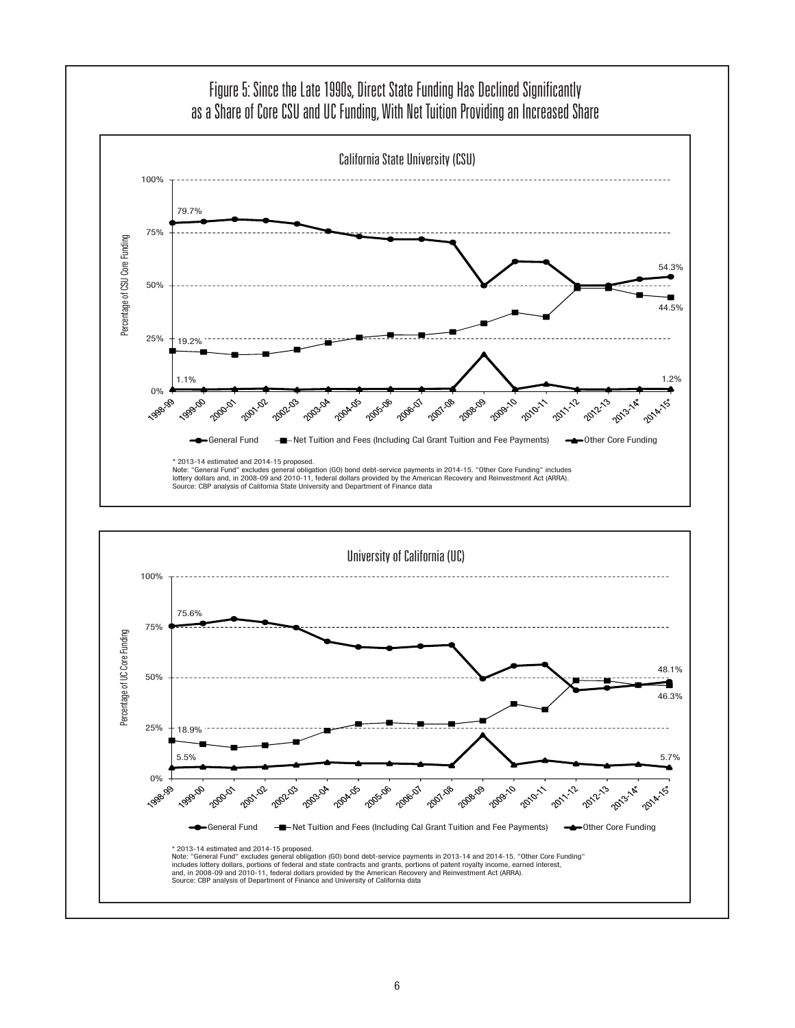# Figure 5: Since the Late 1990s, Direct State Funding Has Declined Significantly as a Share of Core CSU and UC Funding, With Net Tuition Providing an Increased Share

## California State University (CSU)

Percentage of CSU Core Funding

Series: General Fund; Net Tuition and Fees (Including Cal Grant Tuition and Fee Payments); Other Core Funding

Labeled values: General Fund 79.7% (1998-99), 54.3% (2014-15*); Net Tuition and Fees 19.2% (1998-99), 44.5% (2014-15*); Other Core Funding 1.1% (1998-99), 1.2% (2014-15*)

Years: 1998-99, 1999-00, 2000-01, 2001-02, 2002-03, 2003-04, 2004-05, 2005-06, 2006-07, 2007-08, 2008-09, 2009-10, 2010-11, 2011-12, 2012-13, 2013-14*, 2014-15*

\* 2013-14 estimated and 2014-15 proposed.
Note: "General Fund" excludes general obligation (GO) bond debt-service payments in 2014-15. "Other Core Funding" includes lottery dollars and, in 2008-09 and 2010-11, federal dollars provided by the American Recovery and Reinvestment Act (ARRA).
Source: CBP analysis of California State University and Department of Finance data

## University of California (UC)

Percentage of UC Core Funding

Series: General Fund; Net Tuition and Fees (Including Cal Grant Tuition and Fee Payments); Other Core Funding

Labeled values: General Fund 75.6% (1998-99), 48.1% (2014-15*); Net Tuition and Fees 18.9% (1998-99), 46.3% (2014-15*); Other Core Funding 5.5% (1998-99), 5.7% (2014-15*)

Years: 1998-99, 1999-00, 2000-01, 2001-02, 2002-03, 2003-04, 2004-05, 2005-06, 2006-07, 2007-08, 2008-09, 2009-10, 2010-11, 2011-12, 2012-13, 2013-14*, 2014-15*

\* 2013-14 estimated and 2014-15 proposed.
Note: "General Fund" excludes general obligation (GO) bond debt-service payments in 2013-14 and 2014-15. "Other Core Funding" includes lottery dollars, portions of federal and state contracts and grants, portions of patent royalty income, earned interest, and, in 2008-09 and 2010-11, federal dollars provided by the American Recovery and Reinvestment Act (ARRA).
Source: CBP analysis of Department of Finance and University of California data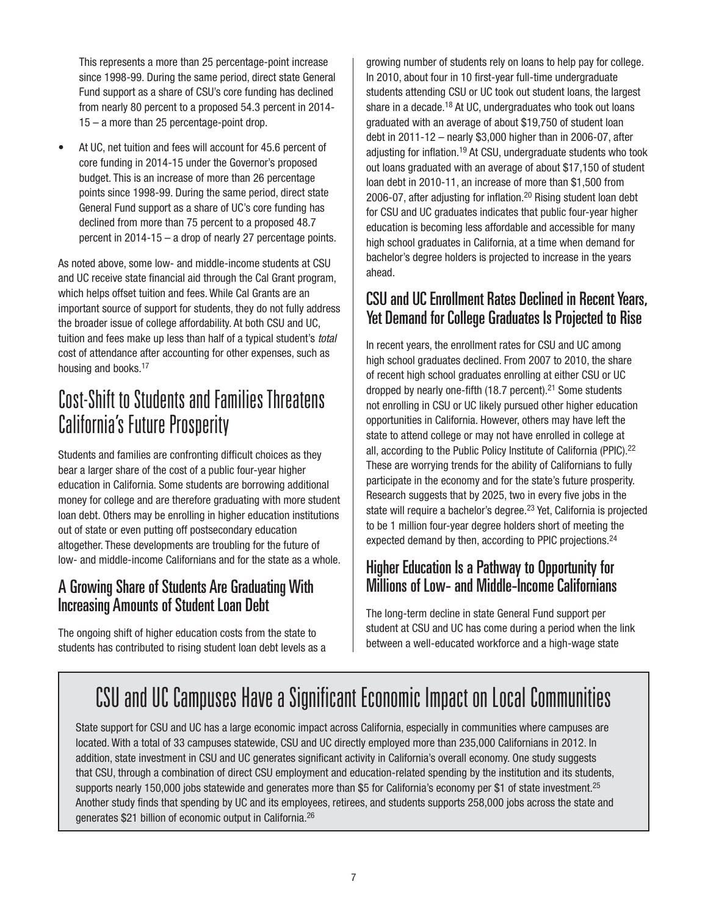This represents a more than 25 percentage-point increase since 1998-99. During the same period, direct state General Fund support as a share of CSU's core funding has declined from nearly 80 percent to a proposed 54.3 percent in 2014-15 – a more than 25 percentage-point drop.

- At UC, net tuition and fees will account for 45.6 percent of core funding in 2014-15 under the Governor's proposed budget. This is an increase of more than 26 percentage points since 1998-99. During the same period, direct state General Fund support as a share of UC's core funding has declined from more than 75 percent to a proposed 48.7 percent in 2014-15 – a drop of nearly 27 percentage points.

As noted above, some low- and middle-income students at CSU and UC receive state financial aid through the Cal Grant program, which helps offset tuition and fees. While Cal Grants are an important source of support for students, they do not fully address the broader issue of college affordability. At both CSU and UC, tuition and fees make up less than half of a typical student's *total* cost of attendance after accounting for other expenses, such as housing and books.[17]

# Cost-Shift to Students and Families Threatens California's Future Prosperity

Students and families are confronting difficult choices as they bear a larger share of the cost of a public four-year higher education in California. Some students are borrowing additional money for college and are therefore graduating with more student loan debt. Others may be enrolling in higher education institutions out of state or even putting off postsecondary education altogether. These developments are troubling for the future of low- and middle-income Californians and for the state as a whole.

## A Growing Share of Students Are Graduating With Increasing Amounts of Student Loan Debt

The ongoing shift of higher education costs from the state to students has contributed to rising student loan debt levels as a growing number of students rely on loans to help pay for college. In 2010, about four in 10 first-year full-time undergraduate students attending CSU or UC took out student loans, the largest share in a decade.[18] At UC, undergraduates who took out loans graduated with an average of about $19,750 of student loan debt in 2011-12 – nearly $3,000 higher than in 2006-07, after adjusting for inflation.[19] At CSU, undergraduate students who took out loans graduated with an average of about $17,150 of student loan debt in 2010-11, an increase of more than $1,500 from 2006-07, after adjusting for inflation.[20] Rising student loan debt for CSU and UC graduates indicates that public four-year higher education is becoming less affordable and accessible for many high school graduates in California, at a time when demand for bachelor's degree holders is projected to increase in the years ahead.

## CSU and UC Enrollment Rates Declined in Recent Years, Yet Demand for College Graduates Is Projected to Rise

In recent years, the enrollment rates for CSU and UC among high school graduates declined. From 2007 to 2010, the share of recent high school graduates enrolling at either CSU or UC dropped by nearly one-fifth (18.7 percent).[21] Some students not enrolling in CSU or UC likely pursued other higher education opportunities in California. However, others may have left the state to attend college or may not have enrolled in college at all, according to the Public Policy Institute of California (PPIC).[22] These are worrying trends for the ability of Californians to fully participate in the economy and for the state's future prosperity. Research suggests that by 2025, two in every five jobs in the state will require a bachelor's degree.[23] Yet, California is projected to be 1 million four-year degree holders short of meeting the expected demand by then, according to PPIC projections.[24]

## Higher Education Is a Pathway to Opportunity for Millions of Low- and Middle-Income Californians

The long-term decline in state General Fund support per student at CSU and UC has come during a period when the link between a well-educated workforce and a high-wage state

# CSU and UC Campuses Have a Significant Economic Impact on Local Communities

State support for CSU and UC has a large economic impact across California, especially in communities where campuses are located. With a total of 33 campuses statewide, CSU and UC directly employed more than 235,000 Californians in 2012. In addition, state investment in CSU and UC generates significant activity in California's overall economy. One study suggests that CSU, through a combination of direct CSU employment and education-related spending by the institution and its students, supports nearly 150,000 jobs statewide and generates more than $5 for California's economy per $1 of state investment.[25] Another study finds that spending by UC and its employees, retirees, and students supports 258,000 jobs across the state and generates $21 billion of economic output in California.[26]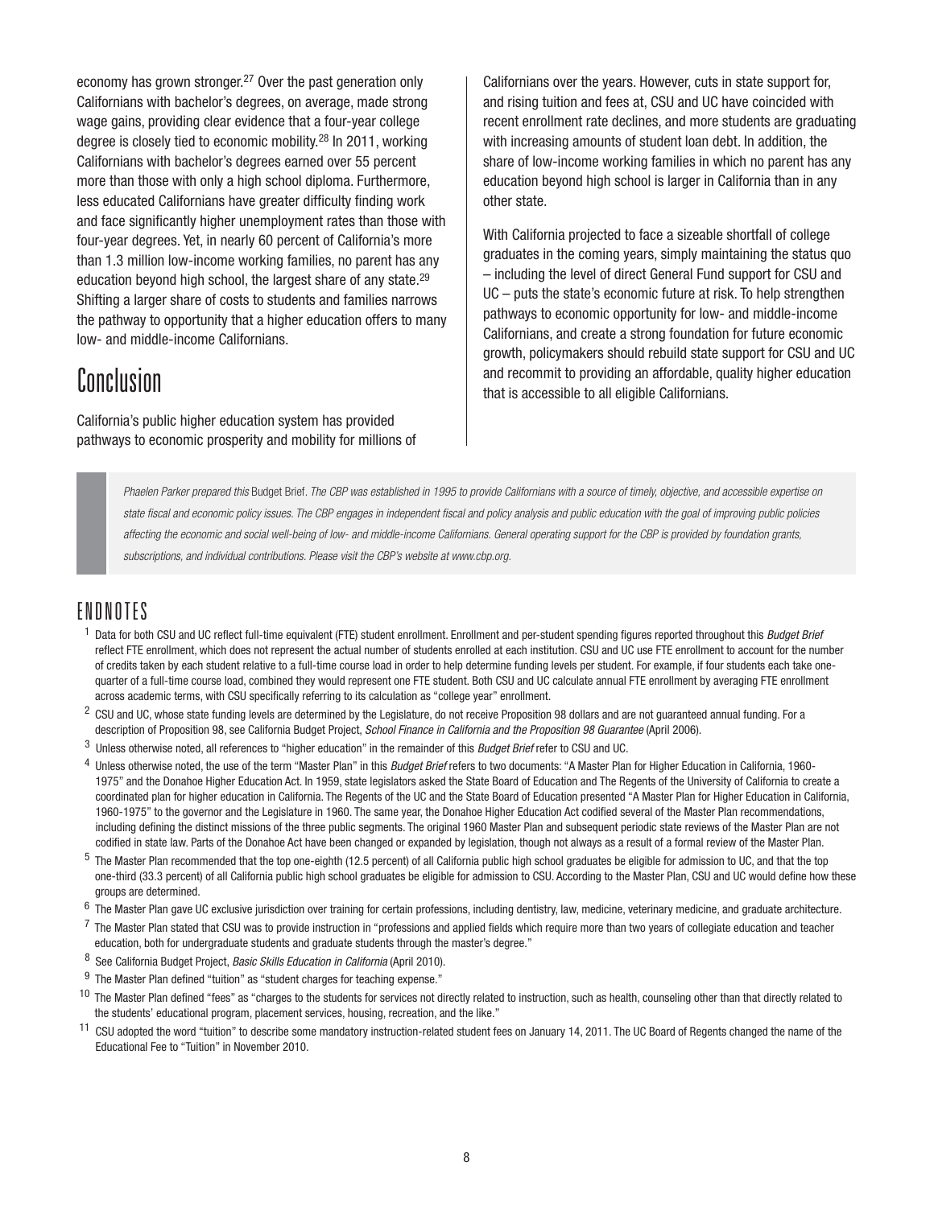economy has grown stronger.[27] Over the past generation only Californians with bachelor's degrees, on average, made strong wage gains, providing clear evidence that a four-year college degree is closely tied to economic mobility.[28] In 2011, working Californians with bachelor's degrees earned over 55 percent more than those with only a high school diploma. Furthermore, less educated Californians have greater difficulty finding work and face significantly higher unemployment rates than those with four-year degrees. Yet, in nearly 60 percent of California's more than 1.3 million low-income working families, no parent has any education beyond high school, the largest share of any state.[29] Shifting a larger share of costs to students and families narrows the pathway to opportunity that a higher education offers to many low- and middle-income Californians.

## Conclusion

California's public higher education system has provided pathways to economic prosperity and mobility for millions of Californians over the years. However, cuts in state support for, and rising tuition and fees at, CSU and UC have coincided with recent enrollment rate declines, and more students are graduating with increasing amounts of student loan debt. In addition, the share of low-income working families in which no parent has any education beyond high school is larger in California than in any other state.

With California projected to face a sizeable shortfall of college graduates in the coming years, simply maintaining the status quo – including the level of direct General Fund support for CSU and UC – puts the state's economic future at risk. To help strengthen pathways to economic opportunity for low- and middle-income Californians, and create a strong foundation for future economic growth, policymakers should rebuild state support for CSU and UC and recommit to providing an affordable, quality higher education that is accessible to all eligible Californians.

*Phaelen Parker prepared this* Budget Brief. *The CBP was established in 1995 to provide Californians with a source of timely, objective, and accessible expertise on state fiscal and economic policy issues. The CBP engages in independent fiscal and policy analysis and public education with the goal of improving public policies affecting the economic and social well-being of low- and middle-income Californians. General operating support for the CBP is provided by foundation grants, subscriptions, and individual contributions. Please visit the CBP's website at www.cbp.org.*

## ENDNOTES

[1] Data for both CSU and UC reflect full-time equivalent (FTE) student enrollment. Enrollment and per-student spending figures reported throughout this *Budget Brief* reflect FTE enrollment, which does not represent the actual number of students enrolled at each institution. CSU and UC use FTE enrollment to account for the number of credits taken by each student relative to a full-time course load in order to help determine funding levels per student. For example, if four students each take one-quarter of a full-time course load, combined they would represent one FTE student. Both CSU and UC calculate annual FTE enrollment by averaging FTE enrollment across academic terms, with CSU specifically referring to its calculation as "college year" enrollment.

[2] CSU and UC, whose state funding levels are determined by the Legislature, do not receive Proposition 98 dollars and are not guaranteed annual funding. For a description of Proposition 98, see California Budget Project, *School Finance in California and the Proposition 98 Guarantee* (April 2006).

[3] Unless otherwise noted, all references to "higher education" in the remainder of this *Budget Brief* refer to CSU and UC.

[4] Unless otherwise noted, the use of the term "Master Plan" in this *Budget Brief* refers to two documents: "A Master Plan for Higher Education in California, 1960-1975" and the Donahoe Higher Education Act. In 1959, state legislators asked the State Board of Education and The Regents of the University of California to create a coordinated plan for higher education in California. The Regents of the UC and the State Board of Education presented "A Master Plan for Higher Education in California, 1960-1975" to the governor and the Legislature in 1960. The same year, the Donahoe Higher Education Act codified several of the Master Plan recommendations, including defining the distinct missions of the three public segments. The original 1960 Master Plan and subsequent periodic state reviews of the Master Plan are not codified in state law. Parts of the Donahoe Act have been changed or expanded by legislation, though not always as a result of a formal review of the Master Plan.

[5] The Master Plan recommended that the top one-eighth (12.5 percent) of all California public high school graduates be eligible for admission to UC, and that the top one-third (33.3 percent) of all California public high school graduates be eligible for admission to CSU. According to the Master Plan, CSU and UC would define how these groups are determined.

[6] The Master Plan gave UC exclusive jurisdiction over training for certain professions, including dentistry, law, medicine, veterinary medicine, and graduate architecture.

[7] The Master Plan stated that CSU was to provide instruction in "professions and applied fields which require more than two years of collegiate education and teacher education, both for undergraduate students and graduate students through the master's degree."

[8] See California Budget Project, *Basic Skills Education in California* (April 2010).

[9] The Master Plan defined "tuition" as "student charges for teaching expense."

[10] The Master Plan defined "fees" as "charges to the students for services not directly related to instruction, such as health, counseling other than that directly related to the students' educational program, placement services, housing, recreation, and the like."

[11] CSU adopted the word "tuition" to describe some mandatory instruction-related student fees on January 14, 2011. The UC Board of Regents changed the name of the Educational Fee to "Tuition" in November 2010.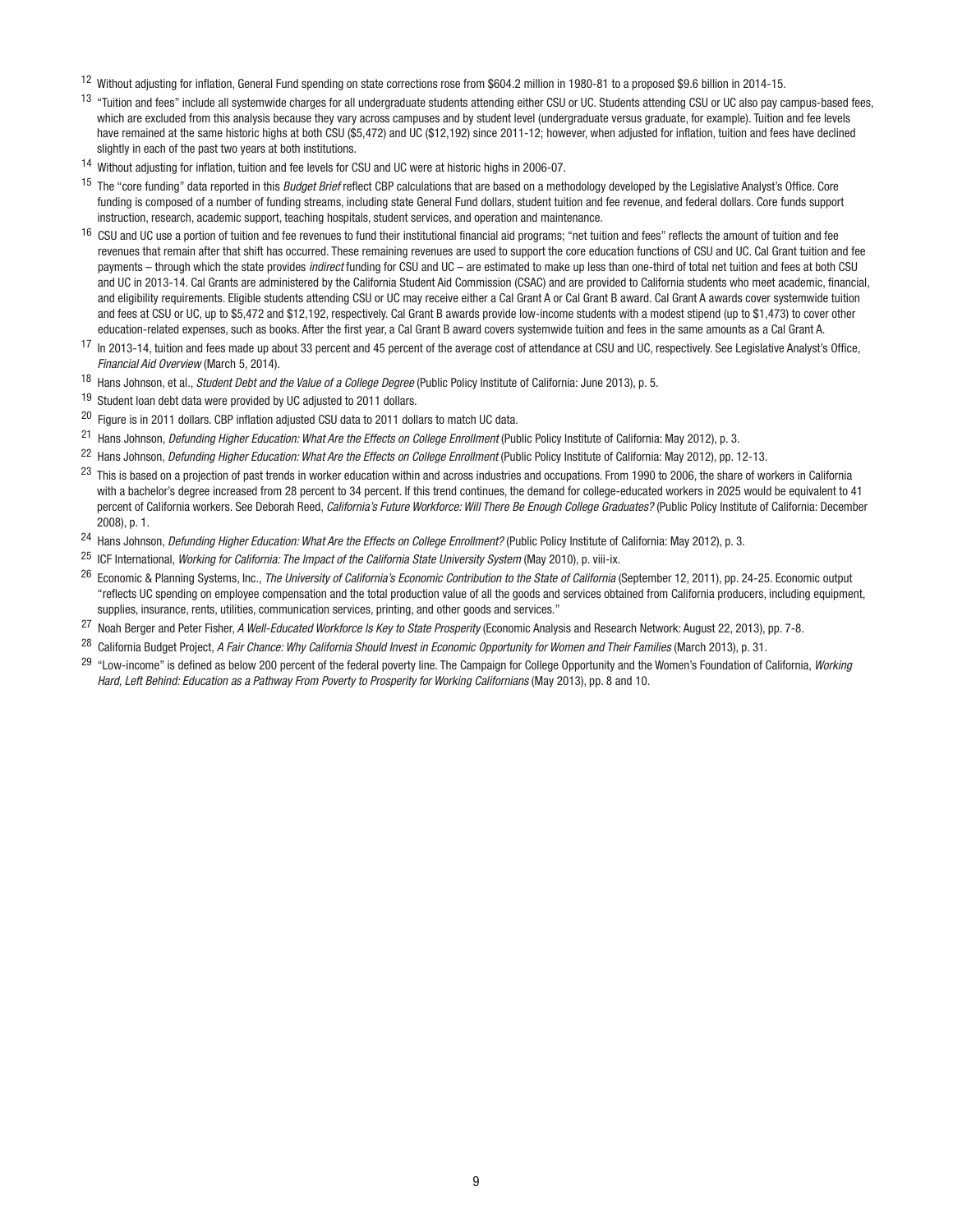[12] Without adjusting for inflation, General Fund spending on state corrections rose from $604.2 million in 1980-81 to a proposed $9.6 billion in 2014-15.

[13] "Tuition and fees" include all systemwide charges for all undergraduate students attending either CSU or UC. Students attending CSU or UC also pay campus-based fees, which are excluded from this analysis because they vary across campuses and by student level (undergraduate versus graduate, for example). Tuition and fee levels have remained at the same historic highs at both CSU ($5,472) and UC ($12,192) since 2011-12; however, when adjusted for inflation, tuition and fees have declined slightly in each of the past two years at both institutions.

[14] Without adjusting for inflation, tuition and fee levels for CSU and UC were at historic highs in 2006-07.

[15] The "core funding" data reported in this *Budget Brief* reflect CBP calculations that are based on a methodology developed by the Legislative Analyst's Office. Core funding is composed of a number of funding streams, including state General Fund dollars, student tuition and fee revenue, and federal dollars. Core funds support instruction, research, academic support, teaching hospitals, student services, and operation and maintenance.

[16] CSU and UC use a portion of tuition and fee revenues to fund their institutional financial aid programs; "net tuition and fees" reflects the amount of tuition and fee revenues that remain after that shift has occurred. These remaining revenues are used to support the core education functions of CSU and UC. Cal Grant tuition and fee payments – through which the state provides *indirect* funding for CSU and UC – are estimated to make up less than one-third of total net tuition and fees at both CSU and UC in 2013-14. Cal Grants are administered by the California Student Aid Commission (CSAC) and are provided to California students who meet academic, financial, and eligibility requirements. Eligible students attending CSU or UC may receive either a Cal Grant A or Cal Grant B award. Cal Grant A awards cover systemwide tuition and fees at CSU or UC, up to $5,472 and $12,192, respectively. Cal Grant B awards provide low-income students with a modest stipend (up to $1,473) to cover other education-related expenses, such as books. After the first year, a Cal Grant B award covers systemwide tuition and fees in the same amounts as a Cal Grant A.

[17] In 2013-14, tuition and fees made up about 33 percent and 45 percent of the average cost of attendance at CSU and UC, respectively. See Legislative Analyst's Office, *Financial Aid Overview* (March 5, 2014).

[18] Hans Johnson, et al., *Student Debt and the Value of a College Degree* (Public Policy Institute of California: June 2013), p. 5.

[19] Student loan debt data were provided by UC adjusted to 2011 dollars.

[20] Figure is in 2011 dollars. CBP inflation adjusted CSU data to 2011 dollars to match UC data.

[21] Hans Johnson, *Defunding Higher Education: What Are the Effects on College Enrollment* (Public Policy Institute of California: May 2012), p. 3.

[22] Hans Johnson, *Defunding Higher Education: What Are the Effects on College Enrollment* (Public Policy Institute of California: May 2012), pp. 12-13.

[23] This is based on a projection of past trends in worker education within and across industries and occupations. From 1990 to 2006, the share of workers in California with a bachelor's degree increased from 28 percent to 34 percent. If this trend continues, the demand for college-educated workers in 2025 would be equivalent to 41 percent of California workers. See Deborah Reed, *California's Future Workforce: Will There Be Enough College Graduates?* (Public Policy Institute of California: December 2008), p. 1.

[24] Hans Johnson, *Defunding Higher Education: What Are the Effects on College Enrollment?* (Public Policy Institute of California: May 2012), p. 3.

[25] ICF International, *Working for California: The Impact of the California State University System* (May 2010), p. viii-ix.

[26] Economic & Planning Systems, Inc., *The University of California's Economic Contribution to the State of California* (September 12, 2011), pp. 24-25. Economic output "reflects UC spending on employee compensation and the total production value of all the goods and services obtained from California producers, including equipment, supplies, insurance, rents, utilities, communication services, printing, and other goods and services."

[27] Noah Berger and Peter Fisher, *A Well-Educated Workforce Is Key to State Prosperity* (Economic Analysis and Research Network: August 22, 2013), pp. 7-8.

[28] California Budget Project, *A Fair Chance: Why California Should Invest in Economic Opportunity for Women and Their Families* (March 2013), p. 31.

[29] "Low-income" is defined as below 200 percent of the federal poverty line. The Campaign for College Opportunity and the Women's Foundation of California, *Working Hard, Left Behind: Education as a Pathway From Poverty to Prosperity for Working Californians* (May 2013), pp. 8 and 10.